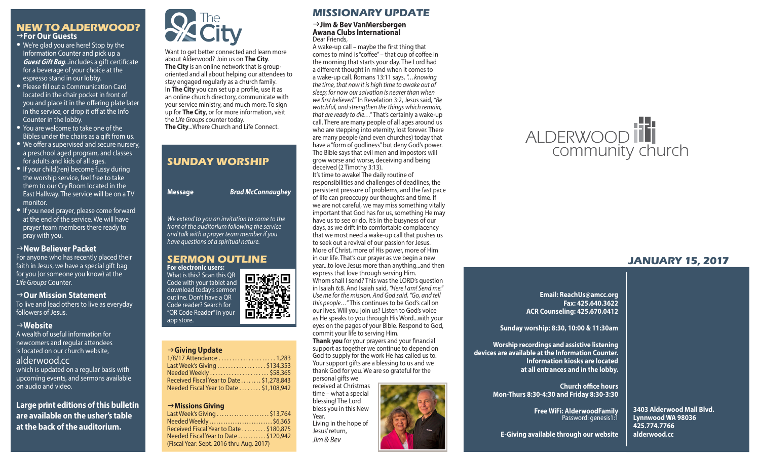## NEW TO ALDERWOOD?

### →For Our Guests

- We're glad you are here! Stop by the Information Counter and pick up a ***Guest Gift Bag***...includes a gift certificate for a beverage of your choice at the espresso stand in our lobby.
- Please fill out a Communication Card located in the chair pocket in front of you and place it in the offering plate later in the service, or drop it off at the Info Counter in the lobby.
- You are welcome to take one of the Bibles under the chairs as a gift from us.
- We offer a supervised and secure nursery, a preschool aged program, and classes for adults and kids of all ages.
- If your child(ren) become fussy during the worship service, feel free to take them to our Cry Room located in the East Hallway. The service will be on a TV monitor.
- If you need prayer, please come forward at the end of the service. We will have prayer team members there ready to pray with you.

### →New Believer Packet

For anyone who has recently placed their faith in Jesus, we have a special gift bag for you (or someone you know) at the *Life Groups* Counter.

### →Our Mission Statement

To live and lead others to live as everyday followers of Jesus.

### →Website

A wealth of useful information for newcomers and regular attendees is located on our church website, alderwood.cc which is updated on a regular basis with upcoming events, and sermons available on audio and video.

**Large print editions of this bulletin are available on the usher's table at the back of the auditorium.**

## The City

Want to get better connected and learn more about Alderwood? Join us on **The City**. **The City** is an online network that is group-oriented and all about helping our attendees to stay engaged regularly as a church family. In **The City** you can set up a profile, use it as an online church directory, communicate with your service ministry, and much more. To sign up for **The City**, or for more information, visit the *Life Groups* counter today.
**The City**...Where Church and Life Connect.

## SUNDAY WORSHIP

**Message** ***Brad McConnaughey***

*We extend to you an invitation to come to the front of the auditorium following the service and talk with a prayer team member if you have questions of a spiritual nature.*

## SERMON OUTLINE

**For electronic users:**
What is this? Scan this QR Code with your tablet and download today's sermon outline. Don't have a QR Code reader? Search for "QR Code Reader" in your app store.

### →Giving Update

| | |
|---|---|
| 1/8/17 Attendance | 1,283 |
| Last Week's Giving | $134,353 |
| Needed Weekly | $58,365 |
| Received Fiscal Year to Date | $1,278,843 |
| Needed Fiscal Year to Date | $1,108,942 |

### →Missions Giving

| | |
|---|---|
| Last Week's Giving | $13,764 |
| Needed Weekly | $6,365 |
| Received Fiscal Year to Date | $180,875 |
| Needed Fiscal Year to Date | $120,942 |

(Fiscal Year: Sept. 2016 thru Aug. 2017)

## MISSIONARY UPDATE

### →Jim & Bev VanMersbergen
**Awana Clubs International**

Dear Friends,

A wake-up call – maybe the first thing that comes to mind is "coffee" – that cup of coffee in the morning that starts your day. The Lord had a different thought in mind when it comes to a wake-up call. Romans 13:11 says, *"…knowing the time, that now it is high time to awake out of sleep; for now our salvation is nearer than when we first believed."* In Revelation 3:2, Jesus said, *"Be watchful, and strengthen the things which remain, that are ready to die…"* That's certainly a wake-up call. There are many people of all ages around us who are stepping into eternity, lost forever. There are many people (and even churches) today that have a "form of godliness" but deny God's power. The Bible says that evil men and impostors will grow worse and worse, deceiving and being deceived (2 Timothy 3:13).

It's time to awake! The daily routine of responsibilities and challenges of deadlines, the persistent pressure of problems, and the fast pace of life can preoccupy our thoughts and time. If we are not careful, we may miss something vitally important that God has for us, something He may have us to see or do. It's in the busyness of our days, as we drift into comfortable complacency that we most need a wake-up call that pushes us to seek out a revival of our passion for Jesus. More of Christ, more of His power, more of Him in our life. That's our prayer as we begin a new year...to love Jesus more than anything...and then express that love through serving Him.

Whom shall I send? This was the LORD's question in Isaiah 6:8. And Isaiah said, *"Here I am! Send me." Use me for the mission. And God said, "Go, and tell this people…"* This continues to be God's call on our lives. Will you join us? Listen to God's voice as He speaks to you through His Word...with your eyes on the pages of your Bible. Respond to God, commit your life to serving Him.

**Thank you** for your prayers and your financial support as together we continue to depend on God to supply for the work He has called us to. Your support gifts are a blessing to us and we thank God for you. We are so grateful for the personal gifts we received at Christmas time – what a special blessing! The Lord bless you in this New Year.

Living in the hope of Jesus' return,
*Jim & Bev*

# ALDERWOOD community church

## JANUARY 15, 2017

**Email: ReachUs@amcc.org**
**Fax: 425.640.3622**
**ACR Counseling: 425.670.0412**

**Sunday worship: 8:30, 10:00 & 11:30am**

**Worship recordings and assistive listening devices are available at the Information Counter. Information kiosks are located at all entrances and in the lobby.**

**Church office hours**
**Mon-Thurs 8:30-4:30 and Friday 8:30-3:30**

**Free WiFi: AlderwoodFamily**
Password: genesis1:1

**E-Giving available through our website**

**3403 Alderwood Mall Blvd.**
**Lynnwood WA 98036**
**425.774.7766**
**alderwood.cc**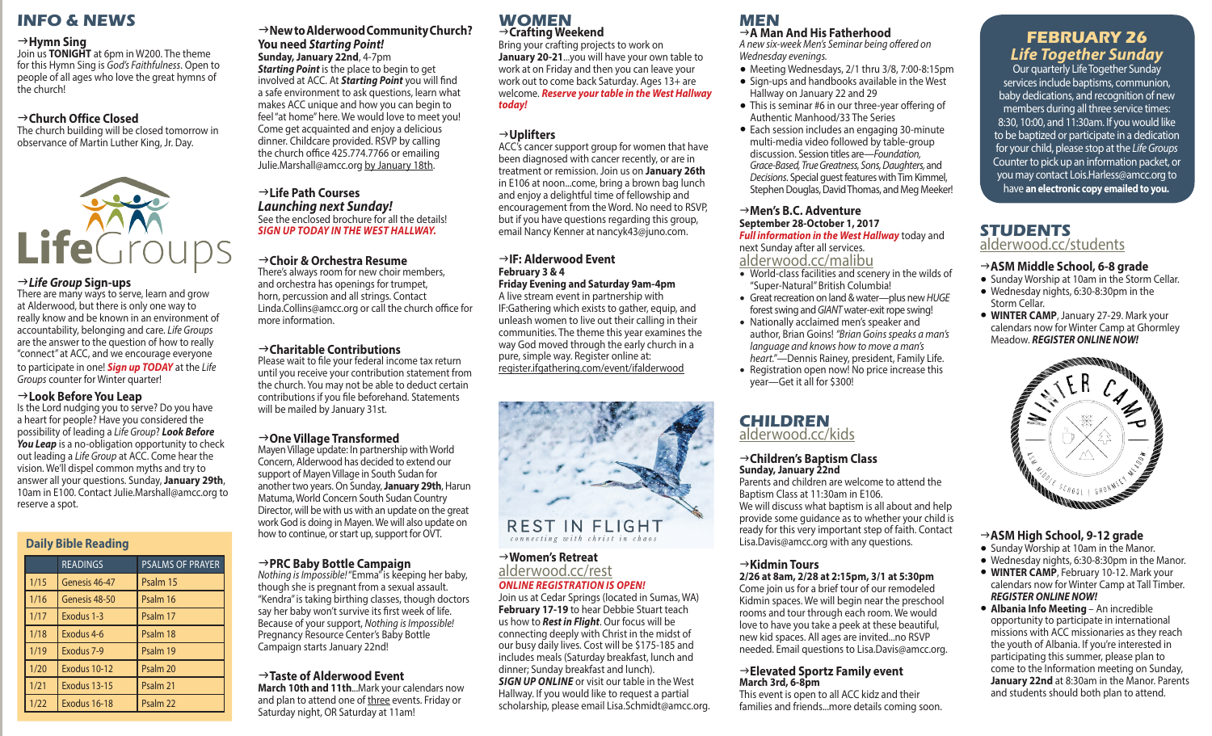# INFO & NEWS

### →Hymn Sing

Join us **TONIGHT** at 6pm in W200. The theme for this Hymn Sing is *God's Faithfulness*. Open to people of all ages who love the great hymns of the church!

### →Church Office Closed

The church building will be closed tomorrow in observance of Martin Luther King, Jr. Day.

LifeGroups

### →*Life Group* Sign-ups

There are many ways to serve, learn and grow at Alderwood, but there is only one way to really know and be known in an environment of accountability, belonging and care. *Life Groups* are the answer to the question of how to really "connect" at ACC, and we encourage everyone to participate in one! ***Sign up TODAY*** at the *Life Groups* counter for Winter quarter!

### →Look Before You Leap

Is the Lord nudging you to serve? Do you have a heart for people? Have you considered the possibility of leading a *Life Group*? ***Look Before You Leap*** is a no-obligation opportunity to check out leading a *Life Group* at ACC. Come hear the vision. We'll dispel common myths and try to answer all your questions. Sunday, **January 29th**, 10am in E100. Contact Julie.Marshall@amcc.org to reserve a spot.

### Daily Bible Reading

| | READINGS | PSALMS OF PRAYER |
|---|---|---|
| 1/15 | Genesis 46-47 | Psalm 15 |
| 1/16 | Genesis 48-50 | Psalm 16 |
| 1/17 | Exodus 1-3 | Psalm 17 |
| 1/18 | Exodus 4-6 | Psalm 18 |
| 1/19 | Exodus 7-9 | Psalm 19 |
| 1/20 | Exodus 10-12 | Psalm 20 |
| 1/21 | Exodus 13-15 | Psalm 21 |
| 1/22 | Exodus 16-18 | Psalm 22 |

### →New to Alderwood Community Church? You need *Starting Point!*

**Sunday, January 22nd**, 4-7pm

***Starting Point*** is the place to begin to get involved at ACC. At ***Starting Point*** you will find a safe environment to ask questions, learn what makes ACC unique and how you can begin to feel "at home" here. We would love to meet you! Come get acquainted and enjoy a delicious dinner. Childcare provided. RSVP by calling the church office 425.774.7766 or emailing Julie.Marshall@amcc.org by January 18th.

### →Life Path Courses

***Launching next Sunday!***

See the enclosed brochure for all the details! ***SIGN UP TODAY IN THE WEST HALLWAY.***

### →Choir & Orchestra Resume

There's always room for new choir members, and orchestra has openings for trumpet, horn, percussion and all strings. Contact Linda.Collins@amcc.org or call the church office for more information.

### →Charitable Contributions

Please wait to file your federal income tax return until you receive your contribution statement from the church. You may not be able to deduct certain contributions if you file beforehand. Statements will be mailed by January 31st.

### →One Village Transformed

Mayen Village update: In partnership with World Concern, Alderwood has decided to extend our support of Mayen Village in South Sudan for another two years. On Sunday, **January 29th**, Harun Matuma, World Concern South Sudan Country Director, will be with us with an update on the great work God is doing in Mayen. We will also update on how to continue, or start up, support for OVT.

### →PRC Baby Bottle Campaign

*Nothing is Impossible!* "Emma" is keeping her baby, though she is pregnant from a sexual assault. "Kendra" is taking birthing classes, though doctors say her baby won't survive its first week of life. Because of your support, *Nothing is Impossible!* Pregnancy Resource Center's Baby Bottle Campaign starts January 22nd!

### →Taste of Alderwood Event

**March 10th and 11th**...Mark your calendars now and plan to attend one of three events. Friday or Saturday night, OR Saturday at 11am!

# WOMEN

### →Crafting Weekend

Bring your crafting projects to work on **January 20-21**...you will have your own table to work at on Friday and then you can leave your work out to come back Saturday. Ages 13+ are welcome. ***Reserve your table in the West Hallway today!***

### →Uplifters

ACC's cancer support group for women that have been diagnosed with cancer recently, or are in treatment or remission. Join us on **January 26th** in E106 at noon...come, bring a brown bag lunch and enjoy a delightful time of fellowship and encouragement from the Word. No need to RSVP, but if you have questions regarding this group, email Nancy Kenner at nancyk43@juno.com.

### →IF: Alderwood Event

**February 3 & 4**

**Friday Evening and Saturday 9am-4pm**

A live stream event in partnership with IF:Gathering which exists to gather, equip, and unleash women to live out their calling in their communities. The theme this year examines the way God moved through the early church in a pure, simple way. Register online at: register.ifgathering.com/event/ifalderwood

REST IN FLIGHT
*connecting with christ in chaos*

### →Women's Retreat

alderwood.cc/rest

***ONLINE REGISTRATION IS OPEN!***

Join us at Cedar Springs (located in Sumas, WA) **February 17-19** to hear Debbie Stuart teach us how to ***Rest in Flight***. Our focus will be connecting deeply with Christ in the midst of our busy daily lives. Cost will be $175-185 and includes meals (Saturday breakfast, lunch and dinner; Sunday breakfast and lunch). ***SIGN UP ONLINE*** or visit our table in the West Hallway. If you would like to request a partial scholarship, please email Lisa.Schmidt@amcc.org.

# MEN

### →A Man And His Fatherhood

*A new six-week Men's Seminar being offered on Wednesday evenings.*

- Meeting Wednesdays, 2/1 thru 3/8, 7:00-8:15pm
- Sign-ups and handbooks available in the West Hallway on January 22 and 29
- This is seminar #6 in our three-year offering of Authentic Manhood/33 The Series
- Each session includes an engaging 30-minute multi-media video followed by table-group discussion. Session titles are—*Foundation, Grace-Based, True Greatness, Sons, Daughters,* and *Decisions*. Special guest features with Tim Kimmel, Stephen Douglas, David Thomas, and Meg Meeker!

### →Men's B.C. Adventure

**September 28-October 1, 2017**

***Full information in the West Hallway*** today and next Sunday after all services.

alderwood.cc/malibu

- World-class facilities and scenery in the wilds of "Super-Natural" British Columbia!
- Great recreation on land & water—plus new *HUGE* forest swing and *GIANT* water-exit rope swing!
- Nationally acclaimed men's speaker and author, Brian Goins! *"Brian Goins speaks a man's language and knows how to move a man's heart."*—Dennis Rainey, president, Family Life.
- Registration open now! No price increase this year—Get it all for $300!

# CHILDREN

alderwood.cc/kids

### →Children's Baptism Class

**Sunday, January 22nd**

Parents and children are welcome to attend the Baptism Class at 11:30am in E106.

We will discuss what baptism is all about and help provide some guidance as to whether your child is ready for this very important step of faith. Contact Lisa.Davis@amcc.org with any questions.

### →Kidmin Tours

**2/26 at 8am, 2/28 at 2:15pm, 3/1 at 5:30pm**

Come join us for a brief tour of our remodeled Kidmin spaces. We will begin near the preschool rooms and tour through each room. We would love to have you take a peek at these beautiful, new kid spaces. All ages are invited...no RSVP needed. Email questions to Lisa.Davis@amcc.org.

### →Elevated Sportz Family event

**March 3rd, 6-8pm**

This event is open to all ACC kidz and their families and friends...more details coming soon.

## FEBRUARY 26 *Life Together Sunday*

Our quarterly Life Together Sunday services include baptisms, communion, baby dedications, and recognition of new members during all three service times: 8:30, 10:00, and 11:30am. If you would like to be baptized or participate in a dedication for your child, please stop at the *Life Groups* Counter to pick up an information packet, or you may contact Lois.Harless@amcc.org to have **an electronic copy emailed to you.**

# STUDENTS

alderwood.cc/students

### →ASM Middle School, 6-8 grade

- Sunday Worship at 10am in the Storm Cellar.
- Wednesday nights, 6:30-8:30pm in the Storm Cellar.
- **WINTER CAMP**, January 27-29. Mark your calendars now for Winter Camp at Ghormley Meadow. ***REGISTER ONLINE NOW!***

WINTER CAMP
ASM MIDDLE SCHOOL | GHORMLEY MEADOW

### →ASM High School, 9-12 grade

- Sunday Worship at 10am in the Manor.
- Wednesday nights, 6:30-8:30pm in the Manor.
- **WINTER CAMP**, February 10-12. Mark your calendars now for Winter Camp at Tall Timber. ***REGISTER ONLINE NOW!***
- **Albania Info Meeting** – An incredible opportunity to participate in international missions with ACC missionaries as they reach the youth of Albania. If you're interested in participating this summer, please plan to come to the Information meeting on Sunday, **January 22nd** at 8:30am in the Manor. Parents and students should both plan to attend.